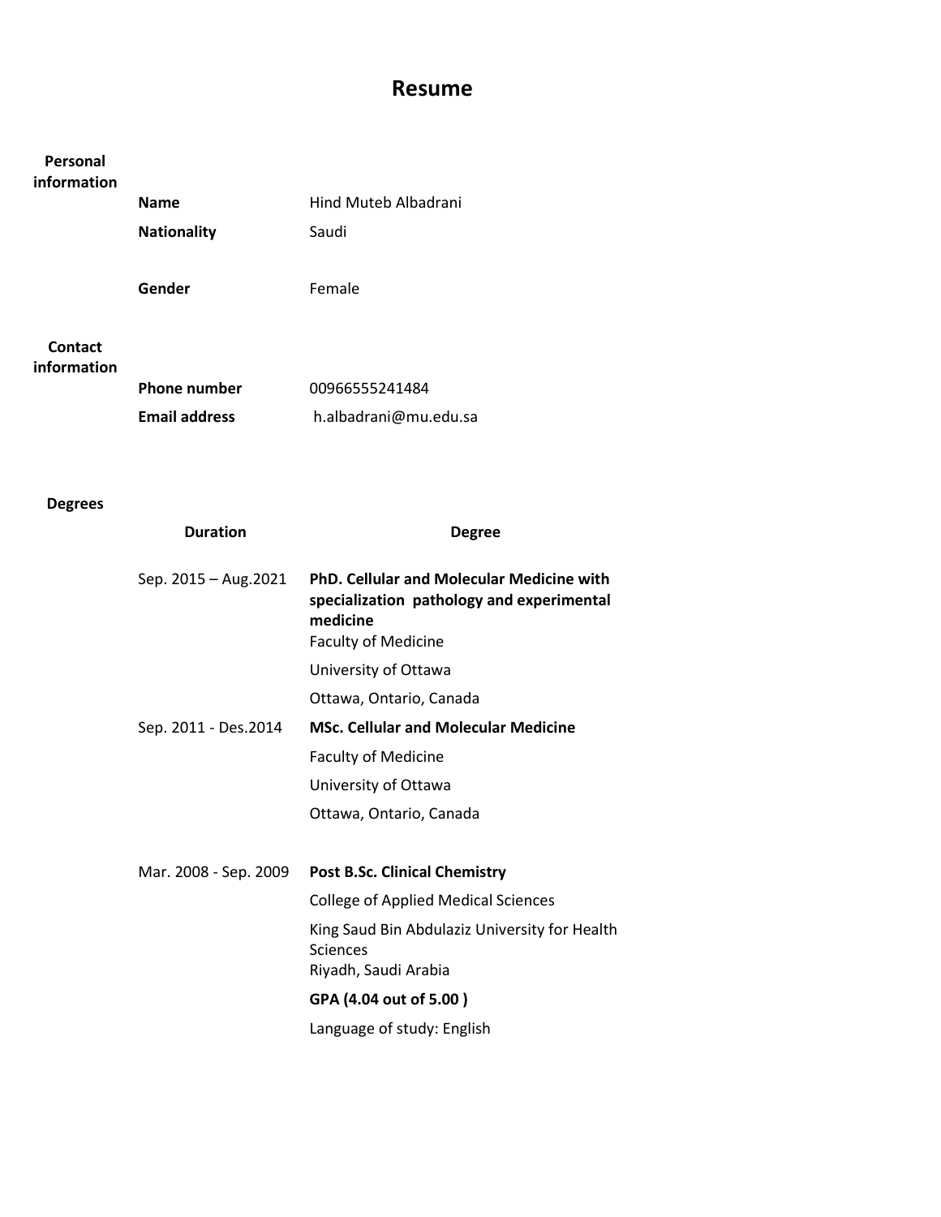# Resume

## Personal information

| | |
|---|---|
| **Name** | Hind Muteb Albadrani |
| **Nationality** | Saudi |
| **Gender** | Female |

## Contact information

| | |
|---|---|
| **Phone number** | 00966555241484 |
| **Email address** | h.albadrani@mu.edu.sa |

## Degrees

| Duration | Degree |
|---|---|
| Sep. 2015 – Aug.2021 | **PhD. Cellular and Molecular Medicine with specialization pathology and experimental medicine**<br>Faculty of Medicine<br>University of Ottawa<br>Ottawa, Ontario, Canada |
| Sep. 2011 - Des.2014 | **MSc. Cellular and Molecular Medicine**<br>Faculty of Medicine<br>University of Ottawa<br>Ottawa, Ontario, Canada |
| Mar. 2008 - Sep. 2009 | **Post B.Sc. Clinical Chemistry**<br>College of Applied Medical Sciences<br>King Saud Bin Abdulaziz University for Health Sciences<br>Riyadh, Saudi Arabia<br>**GPA (4.04 out of 5.00 )**<br>Language of study: English |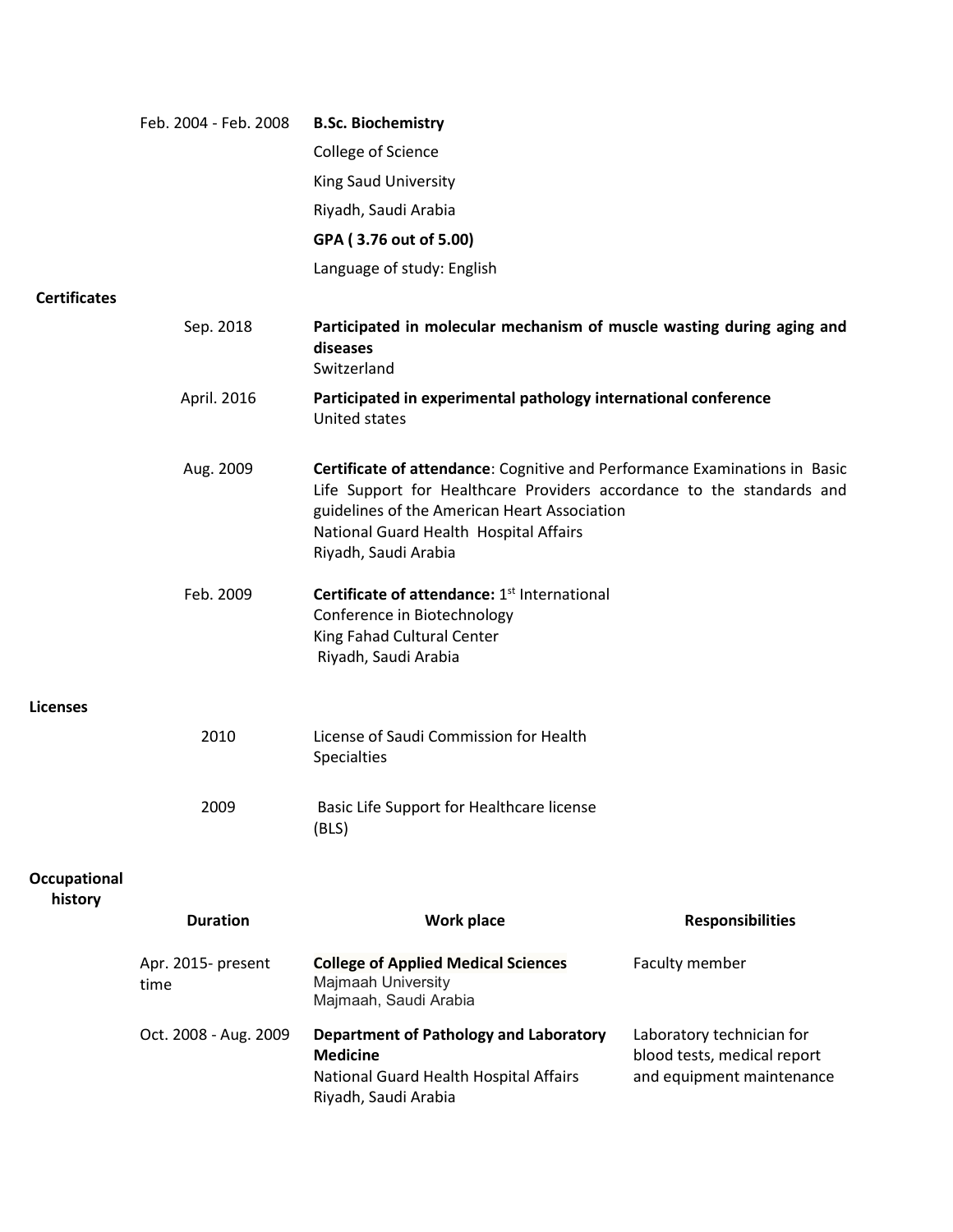| | |
|---|---|
| Feb. 2004 - Feb. 2008 | **B.Sc. Biochemistry**<br>College of Science<br>King Saud University<br>Riyadh, Saudi Arabia<br>**GPA ( 3.76 out of 5.00)**<br>Language of study: English |

## Certificates

| | |
|---|---|
| Sep. 2018 | **Participated in molecular mechanism of muscle wasting during aging and diseases**<br>Switzerland |
| April. 2016 | **Participated in experimental pathology international conference**<br>United states |
| Aug. 2009 | **Certificate of attendance**: Cognitive and Performance Examinations in Basic Life Support for Healthcare Providers accordance to the standards and guidelines of the American Heart Association<br>National Guard Health Hospital Affairs<br>Riyadh, Saudi Arabia |
| Feb. 2009 | **Certificate of attendance:** 1st International Conference in Biotechnology<br>King Fahad Cultural Center<br>Riyadh, Saudi Arabia |

## Licenses

| | |
|---|---|
| 2010 | License of Saudi Commission for Health Specialties |
| 2009 | Basic Life Support for Healthcare license (BLS) |

## Occupational history

| Duration | Work place | Responsibilities |
|---|---|---|
| Apr. 2015- present time | **College of Applied Medical Sciences**<br>Majmaah University<br>Majmaah, Saudi Arabia | Faculty member |
| Oct. 2008 - Aug. 2009 | **Department of Pathology and Laboratory Medicine**<br>National Guard Health Hospital Affairs<br>Riyadh, Saudi Arabia | Laboratory technician for blood tests, medical report and equipment maintenance |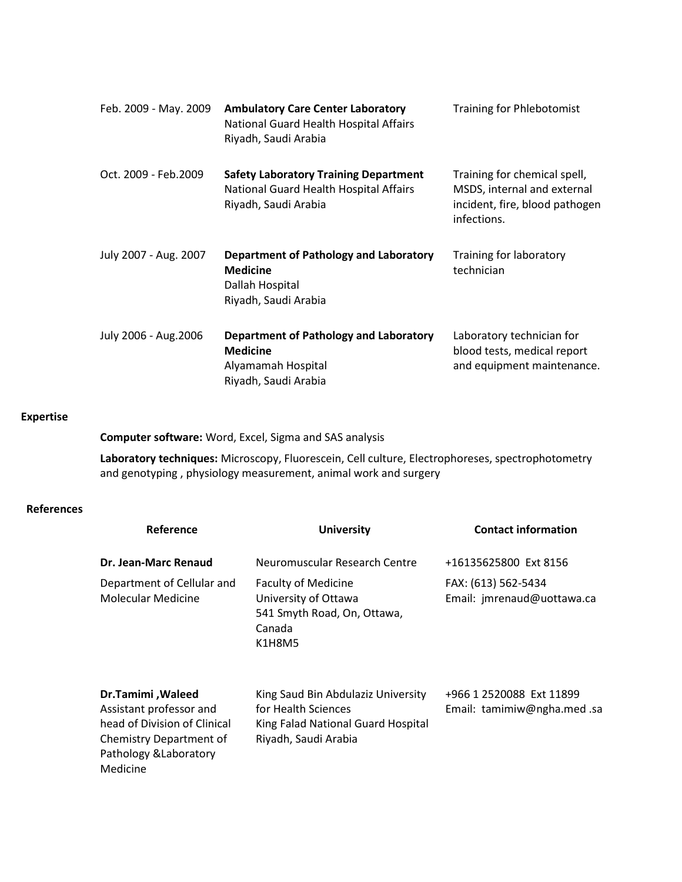| | | |
|---|---|---|
| Feb. 2009 - May. 2009 | **Ambulatory Care Center Laboratory**<br>National Guard Health Hospital Affairs<br>Riyadh, Saudi Arabia | Training for Phlebotomist |
| Oct. 2009 - Feb.2009 | **Safety Laboratory Training Department**<br>National Guard Health Hospital Affairs<br>Riyadh, Saudi Arabia | Training for chemical spell, MSDS, internal and external incident, fire, blood pathogen infections. |
| July 2007 - Aug. 2007 | **Department of Pathology and Laboratory Medicine**<br>Dallah Hospital<br>Riyadh, Saudi Arabia | Training for laboratory technician |
| July 2006 - Aug.2006 | **Department of Pathology and Laboratory Medicine**<br>Alyamamah Hospital<br>Riyadh, Saudi Arabia | Laboratory technician for blood tests, medical report and equipment maintenance. |

## Expertise

**Computer software:** Word, Excel, Sigma and SAS analysis

**Laboratory techniques:** Microscopy, Fluorescein, Cell culture, Electrophoreses, spectrophotometry and genotyping , physiology measurement, animal work and surgery

## References

| Reference | University | Contact information |
|---|---|---|
| **Dr. Jean-Marc Renaud**<br>Department of Cellular and Molecular Medicine | Neuromuscular Research Centre<br>Faculty of Medicine<br>University of Ottawa<br>541 Smyth Road, On, Ottawa, Canada<br>K1H8M5 | +16135625800 Ext 8156<br>FAX: (613) 562-5434<br>Email: jmrenaud@uottawa.ca |
| **Dr.Tamimi ,Waleed**<br>Assistant professor and head of Division of Clinical Chemistry Department of Pathology &Laboratory Medicine | King Saud Bin Abdulaziz University for Health Sciences<br>King Falad National Guard Hospital<br>Riyadh, Saudi Arabia | +966 1 2520088 Ext 11899<br>Email: tamimiw@ngha.med .sa |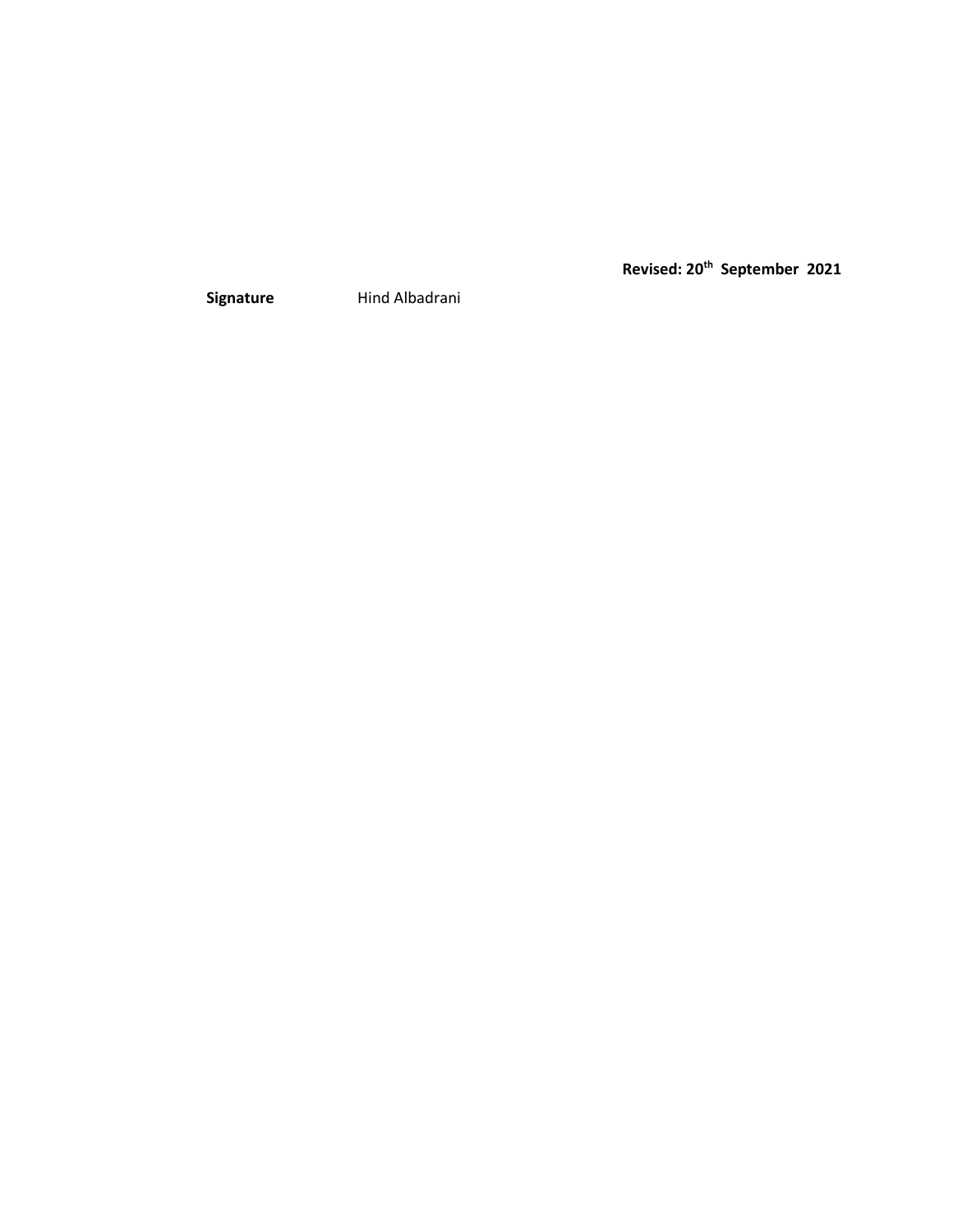**Revised: 20th September 2021**

**Signature** Hind Albadrani